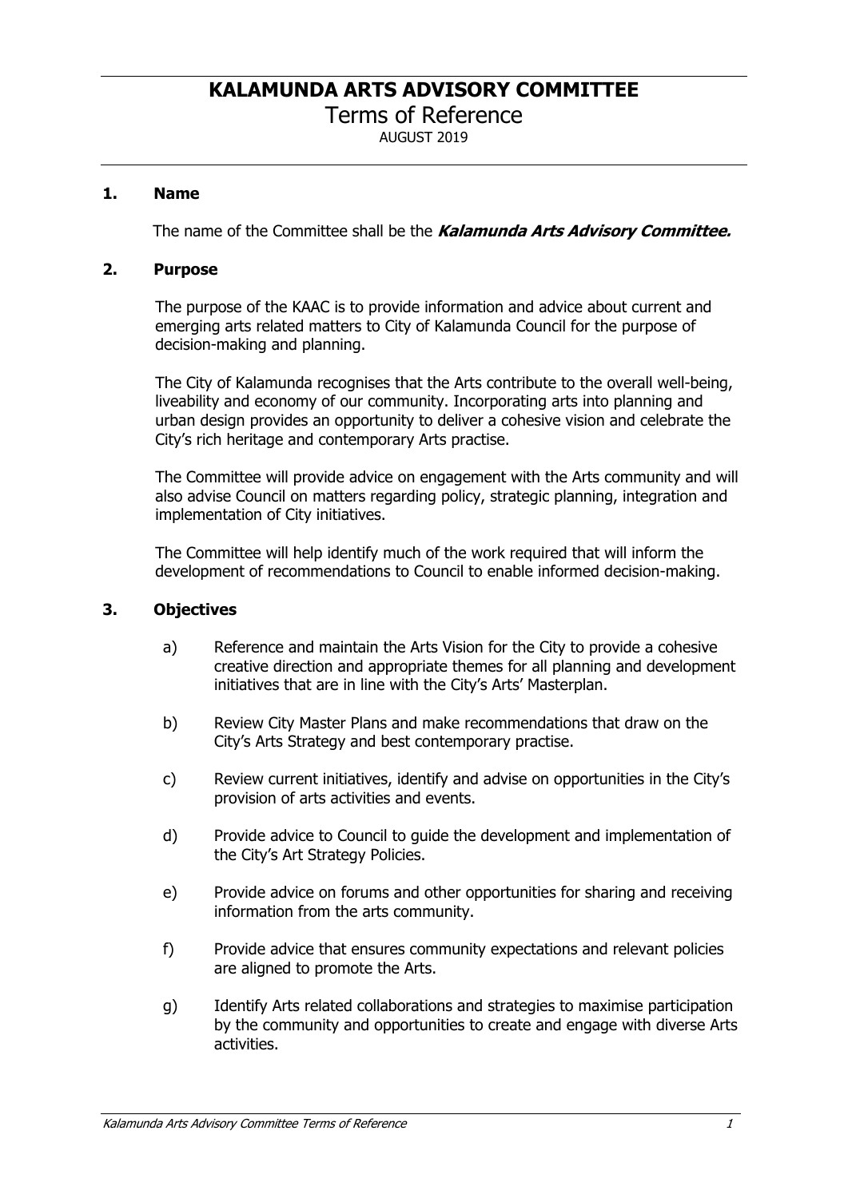# KALAMUNDA ARTS ADVISORY COMMITTEE

Terms of Reference

AUGUST 2019

## 1. Name

The name of the Committee shall be the ***Kalamunda Arts Advisory Committee.***

## 2. Purpose

The purpose of the KAAC is to provide information and advice about current and emerging arts related matters to City of Kalamunda Council for the purpose of decision-making and planning.

The City of Kalamunda recognises that the Arts contribute to the overall well-being, liveability and economy of our community. Incorporating arts into planning and urban design provides an opportunity to deliver a cohesive vision and celebrate the City's rich heritage and contemporary Arts practise.

The Committee will provide advice on engagement with the Arts community and will also advise Council on matters regarding policy, strategic planning, integration and implementation of City initiatives.

The Committee will help identify much of the work required that will inform the development of recommendations to Council to enable informed decision-making.

## 3. Objectives

a) Reference and maintain the Arts Vision for the City to provide a cohesive creative direction and appropriate themes for all planning and development initiatives that are in line with the City's Arts' Masterplan.

b) Review City Master Plans and make recommendations that draw on the City's Arts Strategy and best contemporary practise.

c) Review current initiatives, identify and advise on opportunities in the City's provision of arts activities and events.

d) Provide advice to Council to guide the development and implementation of the City's Art Strategy Policies.

e) Provide advice on forums and other opportunities for sharing and receiving information from the arts community.

f) Provide advice that ensures community expectations and relevant policies are aligned to promote the Arts.

g) Identify Arts related collaborations and strategies to maximise participation by the community and opportunities to create and engage with diverse Arts activities.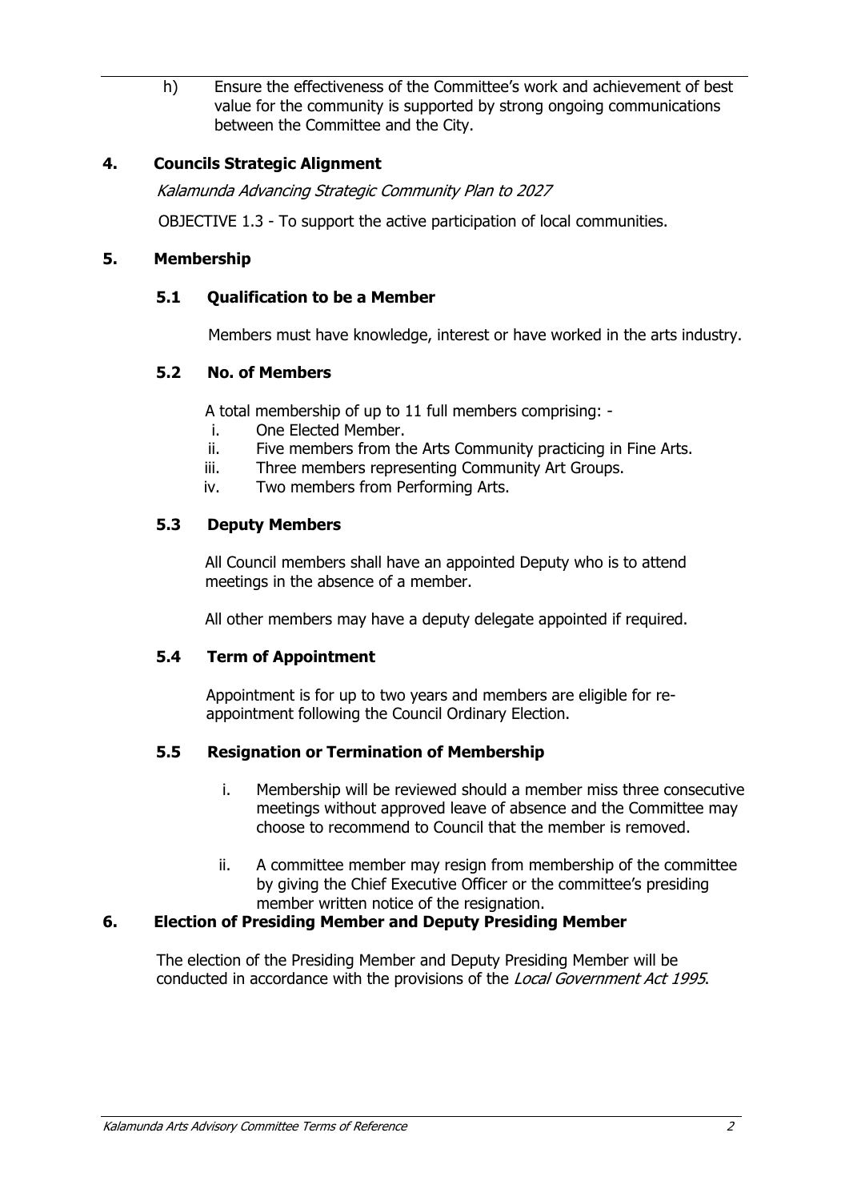h) Ensure the effectiveness of the Committee's work and achievement of best value for the community is supported by strong ongoing communications between the Committee and the City.

## 4. Councils Strategic Alignment

*Kalamunda Advancing Strategic Community Plan to 2027*

OBJECTIVE 1.3 - To support the active participation of local communities.

## 5. Membership

### 5.1 Qualification to be a Member

Members must have knowledge, interest or have worked in the arts industry.

### 5.2 No. of Members

A total membership of up to 11 full members comprising: -

i. One Elected Member.
ii. Five members from the Arts Community practicing in Fine Arts.
iii. Three members representing Community Art Groups.
iv. Two members from Performing Arts.

### 5.3 Deputy Members

All Council members shall have an appointed Deputy who is to attend meetings in the absence of a member.

All other members may have a deputy delegate appointed if required.

### 5.4 Term of Appointment

Appointment is for up to two years and members are eligible for re-appointment following the Council Ordinary Election.

### 5.5 Resignation or Termination of Membership

i. Membership will be reviewed should a member miss three consecutive meetings without approved leave of absence and the Committee may choose to recommend to Council that the member is removed.

ii. A committee member may resign from membership of the committee by giving the Chief Executive Officer or the committee's presiding member written notice of the resignation.

## 6. Election of Presiding Member and Deputy Presiding Member

The election of the Presiding Member and Deputy Presiding Member will be conducted in accordance with the provisions of the *Local Government Act 1995*.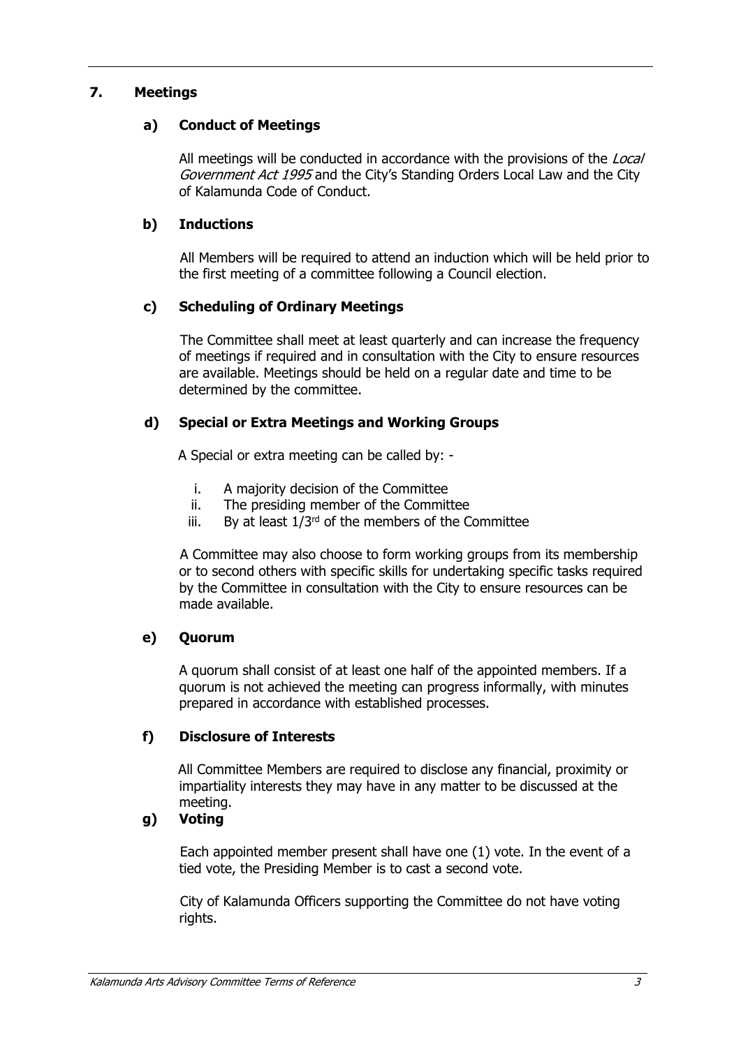## 7. Meetings

### a) Conduct of Meetings

All meetings will be conducted in accordance with the provisions of the *Local Government Act 1995* and the City's Standing Orders Local Law and the City of Kalamunda Code of Conduct.

### b) Inductions

All Members will be required to attend an induction which will be held prior to the first meeting of a committee following a Council election.

### c) Scheduling of Ordinary Meetings

The Committee shall meet at least quarterly and can increase the frequency of meetings if required and in consultation with the City to ensure resources are available. Meetings should be held on a regular date and time to be determined by the committee.

### d) Special or Extra Meetings and Working Groups

A Special or extra meeting can be called by: -

i. A majority decision of the Committee
ii. The presiding member of the Committee
iii. By at least 1/3rd of the members of the Committee

A Committee may also choose to form working groups from its membership or to second others with specific skills for undertaking specific tasks required by the Committee in consultation with the City to ensure resources can be made available.

### e) Quorum

A quorum shall consist of at least one half of the appointed members. If a quorum is not achieved the meeting can progress informally, with minutes prepared in accordance with established processes.

### f) Disclosure of Interests

All Committee Members are required to disclose any financial, proximity or impartiality interests they may have in any matter to be discussed at the meeting.

### g) Voting

Each appointed member present shall have one (1) vote. In the event of a tied vote, the Presiding Member is to cast a second vote.

City of Kalamunda Officers supporting the Committee do not have voting rights.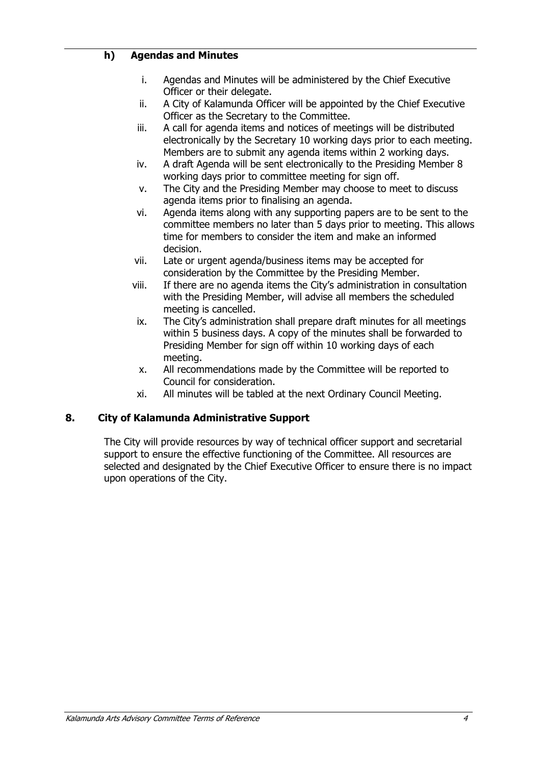#### h) Agendas and Minutes

i. Agendas and Minutes will be administered by the Chief Executive Officer or their delegate.

ii. A City of Kalamunda Officer will be appointed by the Chief Executive Officer as the Secretary to the Committee.

iii. A call for agenda items and notices of meetings will be distributed electronically by the Secretary 10 working days prior to each meeting. Members are to submit any agenda items within 2 working days.

iv. A draft Agenda will be sent electronically to the Presiding Member 8 working days prior to committee meeting for sign off.

v. The City and the Presiding Member may choose to meet to discuss agenda items prior to finalising an agenda.

vi. Agenda items along with any supporting papers are to be sent to the committee members no later than 5 days prior to meeting. This allows time for members to consider the item and make an informed decision.

vii. Late or urgent agenda/business items may be accepted for consideration by the Committee by the Presiding Member.

viii. If there are no agenda items the City's administration in consultation with the Presiding Member, will advise all members the scheduled meeting is cancelled.

ix. The City's administration shall prepare draft minutes for all meetings within 5 business days. A copy of the minutes shall be forwarded to Presiding Member for sign off within 10 working days of each meeting.

x. All recommendations made by the Committee will be reported to Council for consideration.

xi. All minutes will be tabled at the next Ordinary Council Meeting.

### 8. City of Kalamunda Administrative Support

The City will provide resources by way of technical officer support and secretarial support to ensure the effective functioning of the Committee. All resources are selected and designated by the Chief Executive Officer to ensure there is no impact upon operations of the City.